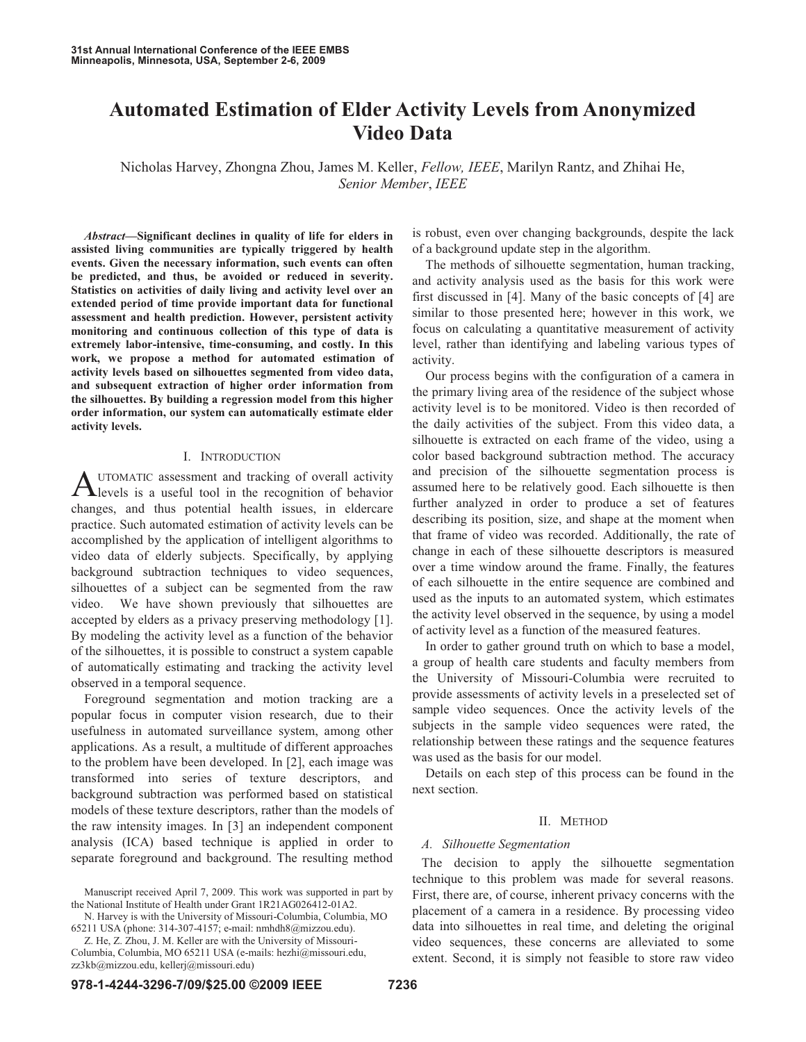# Automated Estimation of Elder Activity Levels from Anonymized Video Data

Nicholas Harvey, Zhongna Zhou, James M. Keller, *Fellow, IEEE*, Marilyn Rantz, and Zhihai He, *Senior Member*, *IEEE*

***Abstract*—Significant declines in quality of life for elders in assisted living communities are typically triggered by health events. Given the necessary information, such events can often be predicted, and thus, be avoided or reduced in severity. Statistics on activities of daily living and activity level over an extended period of time provide important data for functional assessment and health prediction. However, persistent activity monitoring and continuous collection of this type of data is extremely labor-intensive, time-consuming, and costly. In this work, we propose a method for automated estimation of activity levels based on silhouettes segmented from video data, and subsequent extraction of higher order information from the silhouettes. By building a regression model from this higher order information, our system can automatically estimate elder activity levels.**

## I. Introduction

Automatic assessment and tracking of overall activity levels is a useful tool in the recognition of behavior changes, and thus potential health issues, in eldercare practice. Such automated estimation of activity levels can be accomplished by the application of intelligent algorithms to video data of elderly subjects. Specifically, by applying background subtraction techniques to video sequences, silhouettes of a subject can be segmented from the raw video. We have shown previously that silhouettes are accepted by elders as a privacy preserving methodology [1]. By modeling the activity level as a function of the behavior of the silhouettes, it is possible to construct a system capable of automatically estimating and tracking the activity level observed in a temporal sequence.

Foreground segmentation and motion tracking are a popular focus in computer vision research, due to their usefulness in automated surveillance system, among other applications. As a result, a multitude of different approaches to the problem have been developed. In [2], each image was transformed into series of texture descriptors, and background subtraction was performed based on statistical models of these texture descriptors, rather than the models of the raw intensity images. In [3] an independent component analysis (ICA) based technique is applied in order to separate foreground and background. The resulting method is robust, even over changing backgrounds, despite the lack of a background update step in the algorithm.

The methods of silhouette segmentation, human tracking, and activity analysis used as the basis for this work were first discussed in [4]. Many of the basic concepts of [4] are similar to those presented here; however in this work, we focus on calculating a quantitative measurement of activity level, rather than identifying and labeling various types of activity.

Our process begins with the configuration of a camera in the primary living area of the residence of the subject whose activity level is to be monitored. Video is then recorded of the daily activities of the subject. From this video data, a silhouette is extracted on each frame of the video, using a color based background subtraction method. The accuracy and precision of the silhouette segmentation process is assumed here to be relatively good. Each silhouette is then further analyzed in order to produce a set of features describing its position, size, and shape at the moment when that frame of video was recorded. Additionally, the rate of change in each of these silhouette descriptors is measured over a time window around the frame. Finally, the features of each silhouette in the entire sequence are combined and used as the inputs to an automated system, which estimates the activity level observed in the sequence, by using a model of activity level as a function of the measured features.

In order to gather ground truth on which to base a model, a group of health care students and faculty members from the University of Missouri-Columbia were recruited to provide assessments of activity levels in a preselected set of sample video sequences. Once the activity levels of the subjects in the sample video sequences were rated, the relationship between these ratings and the sequence features was used as the basis for our model.

Details on each step of this process can be found in the next section.

## II. Method

### *A. Silhouette Segmentation*

The decision to apply the silhouette segmentation technique to this problem was made for several reasons. First, there are, of course, inherent privacy concerns with the placement of a camera in a residence. By processing video data into silhouettes in real time, and deleting the original video sequences, these concerns are alleviated to some extent. Second, it is simply not feasible to store raw video

---

Manuscript received April 7, 2009. This work was supported in part by the National Institute of Health under Grant 1R21AG026412-01A2.

N. Harvey is with the University of Missouri-Columbia, Columbia, MO 65211 USA (phone: 314-307-4157; e-mail: nmhdh8@mizzou.edu).

Z. He, Z. Zhou, J. M. Keller are with the University of Missouri-Columbia, Columbia, MO 65211 USA (e-mails: hezhi@missouri.edu, zz3kb@mizzou.edu, kellerj@missouri.edu)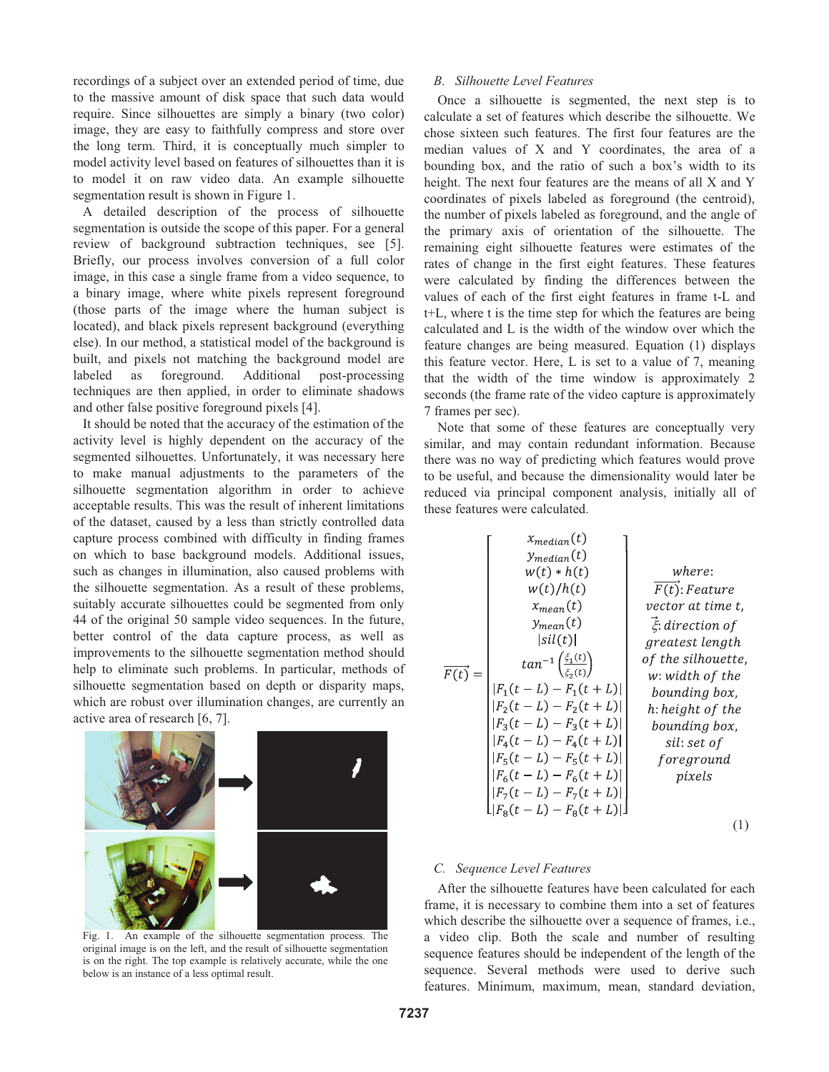recordings of a subject over an extended period of time, due to the massive amount of disk space that such data would require. Since silhouettes are simply a binary (two color) image, they are easy to faithfully compress and store over the long term. Third, it is conceptually much simpler to model activity level based on features of silhouettes than it is to model it on raw video data. An example silhouette segmentation result is shown in Figure 1.

A detailed description of the process of silhouette segmentation is outside the scope of this paper. For a general review of background subtraction techniques, see [5]. Briefly, our process involves conversion of a full color image, in this case a single frame from a video sequence, to a binary image, where white pixels represent foreground (those parts of the image where the human subject is located), and black pixels represent background (everything else). In our method, a statistical model of the background is built, and pixels not matching the background model are labeled as foreground. Additional post-processing techniques are then applied, in order to eliminate shadows and other false positive foreground pixels [4].

It should be noted that the accuracy of the estimation of the activity level is highly dependent on the accuracy of the segmented silhouettes. Unfortunately, it was necessary here to make manual adjustments to the parameters of the silhouette segmentation algorithm in order to achieve acceptable results. This was the result of inherent limitations of the dataset, caused by a less than strictly controlled data capture process combined with difficulty in finding frames on which to base background models. Additional issues, such as changes in illumination, also caused problems with the silhouette segmentation. As a result of these problems, suitably accurate silhouettes could be segmented from only 44 of the original 50 sample video sequences. In the future, better control of the data capture process, as well as improvements to the silhouette segmentation method should help to eliminate such problems. In particular, methods of silhouette segmentation based on depth or disparity maps, which are robust over illumination changes, are currently an active area of research [6, 7].

Fig. 1. An example of the silhouette segmentation process. The original image is on the left, and the result of silhouette segmentation is on the right. The top example is relatively accurate, while the one below is an instance of a less optimal result.

*B. Silhouette Level Features*

Once a silhouette is segmented, the next step is to calculate a set of features which describe the silhouette. We chose sixteen such features. The first four features are the median values of X and Y coordinates, the area of a bounding box, and the ratio of such a box's width to its height. The next four features are the means of all X and Y coordinates of pixels labeled as foreground (the centroid), the number of pixels labeled as foreground, and the angle of the primary axis of orientation of the silhouette. The remaining eight silhouette features were estimates of the rates of change in the first eight features. These features were calculated by finding the differences between the values of each of the first eight features in frame t-L and t+L, where t is the time step for which the features are being calculated and L is the width of the window over which the feature changes are being measured. Equation (1) displays this feature vector. Here, L is set to a value of 7, meaning that the width of the time window is approximately 2 seconds (the frame rate of the video capture is approximately 7 frames per sec).

Note that some of these features are conceptually very similar, and may contain redundant information. Because there was no way of predicting which features would prove to be useful, and because the dimensionality would later be reduced via principal component analysis, initially all of these features were calculated.

$$
\overrightarrow{F(t)} = \begin{bmatrix} x_{median}(t) \\ y_{median}(t) \\ w(t) * h(t) \\ w(t)/h(t) \\ x_{mean}(t) \\ y_{mean}(t) \\ |sil(t)| \\ tan^{-1}\left(\frac{\xi_1(t)}{\xi_2(t)}\right) \\ |F_1(t-L) - F_1(t+L)| \\ |F_2(t-L) - F_2(t+L)| \\ |F_3(t-L) - F_3(t+L)| \\ |F_4(t-L) - F_4(t+L)| \\ |F_5(t-L) - F_5(t+L)| \\ |F_6(t-L) - F_6(t+L)| \\ |F_7(t-L) - F_7(t+L)| \\ |F_8(t-L) - F_8(t+L)| \end{bmatrix} \quad (1)
$$

where: $\overrightarrow{F(t)}$: *Feature vector at time t*, $\vec{\xi}$: *direction of greatest length of the silhouette*, $w$: *width of the bounding box*, $h$: *height of the bounding box*, $sil$: *set of foreground pixels*

*C. Sequence Level Features*

After the silhouette features have been calculated for each frame, it is necessary to combine them into a set of features which describe the silhouette over a sequence of frames, i.e., a video clip. Both the scale and number of resulting sequence features should be independent of the length of the sequence. Several methods were used to derive such features. Minimum, maximum, mean, standard deviation,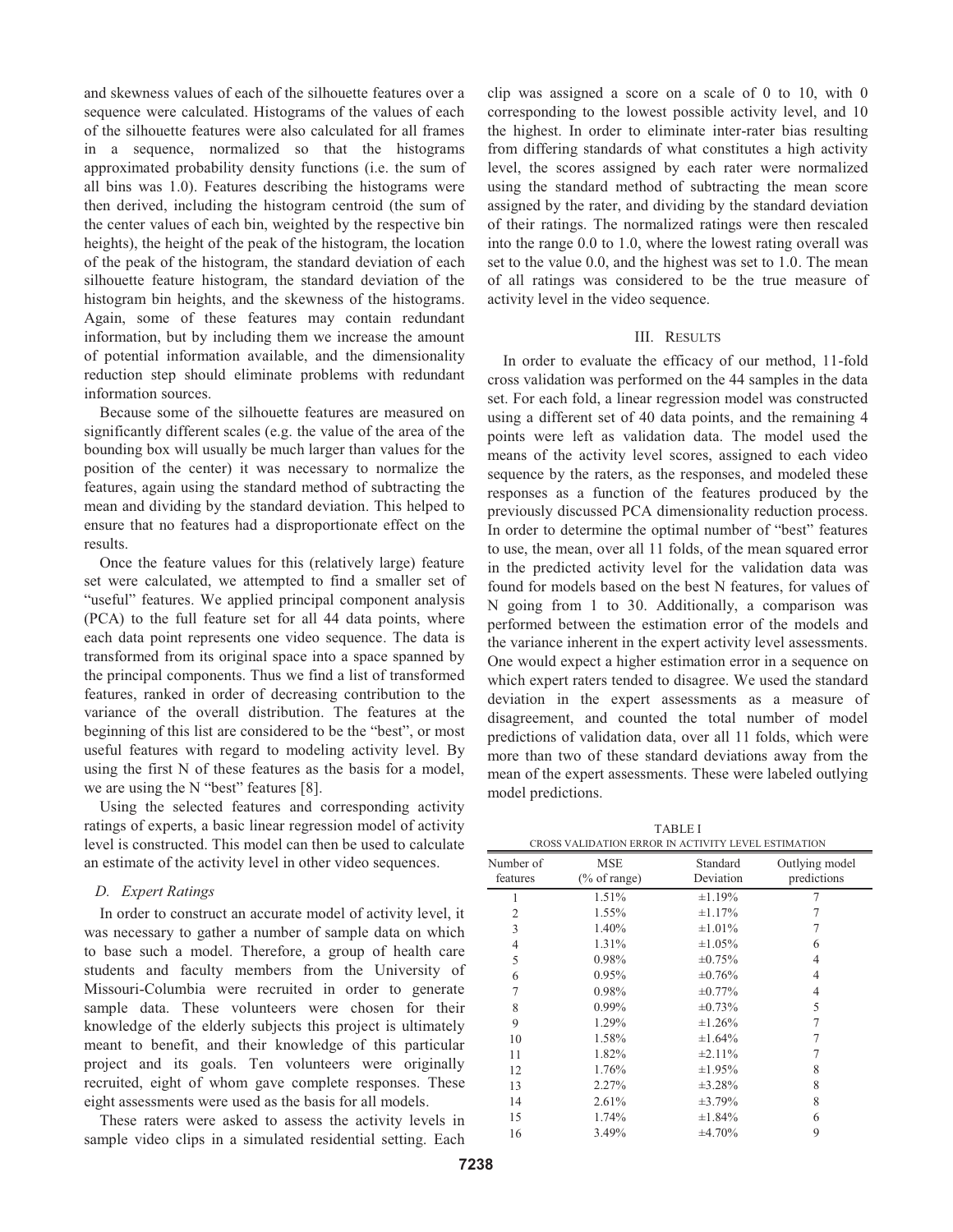and skewness values of each of the silhouette features over a sequence were calculated. Histograms of the values of each of the silhouette features were also calculated for all frames in a sequence, normalized so that the histograms approximated probability density functions (i.e. the sum of all bins was 1.0). Features describing the histograms were then derived, including the histogram centroid (the sum of the center values of each bin, weighted by the respective bin heights), the height of the peak of the histogram, the location of the peak of the histogram, the standard deviation of each silhouette feature histogram, the standard deviation of the histogram bin heights, and the skewness of the histograms. Again, some of these features may contain redundant information, but by including them we increase the amount of potential information available, and the dimensionality reduction step should eliminate problems with redundant information sources.

Because some of the silhouette features are measured on significantly different scales (e.g. the value of the area of the bounding box will usually be much larger than values for the position of the center) it was necessary to normalize the features, again using the standard method of subtracting the mean and dividing by the standard deviation. This helped to ensure that no features had a disproportionate effect on the results.

Once the feature values for this (relatively large) feature set were calculated, we attempted to find a smaller set of "useful" features. We applied principal component analysis (PCA) to the full feature set for all 44 data points, where each data point represents one video sequence. The data is transformed from its original space into a space spanned by the principal components. Thus we find a list of transformed features, ranked in order of decreasing contribution to the variance of the overall distribution. The features at the beginning of this list are considered to be the "best", or most useful features with regard to modeling activity level. By using the first N of these features as the basis for a model, we are using the N "best" features [8].

Using the selected features and corresponding activity ratings of experts, a basic linear regression model of activity level is constructed. This model can then be used to calculate an estimate of the activity level in other video sequences.

### D. Expert Ratings

In order to construct an accurate model of activity level, it was necessary to gather a number of sample data on which to base such a model. Therefore, a group of health care students and faculty members from the University of Missouri-Columbia were recruited in order to generate sample data. These volunteers were chosen for their knowledge of the elderly subjects this project is ultimately meant to benefit, and their knowledge of this particular project and its goals. Ten volunteers were originally recruited, eight of whom gave complete responses. These eight assessments were used as the basis for all models.

These raters were asked to assess the activity levels in sample video clips in a simulated residential setting. Each clip was assigned a score on a scale of 0 to 10, with 0 corresponding to the lowest possible activity level, and 10 the highest. In order to eliminate inter-rater bias resulting from differing standards of what constitutes a high activity level, the scores assigned by each rater were normalized using the standard method of subtracting the mean score assigned by the rater, and dividing by the standard deviation of their ratings. The normalized ratings were then rescaled into the range 0.0 to 1.0, where the lowest rating overall was set to the value 0.0, and the highest was set to 1.0. The mean of all ratings was considered to be the true measure of activity level in the video sequence.

## III. Results

In order to evaluate the efficacy of our method, 11-fold cross validation was performed on the 44 samples in the data set. For each fold, a linear regression model was constructed using a different set of 40 data points, and the remaining 4 points were left as validation data. The model used the means of the activity level scores, assigned to each video sequence by the raters, as the responses, and modeled these responses as a function of the features produced by the previously discussed PCA dimensionality reduction process. In order to determine the optimal number of "best" features to use, the mean, over all 11 folds, of the mean squared error in the predicted activity level for the validation data was found for models based on the best N features, for values of N going from 1 to 30. Additionally, a comparison was performed between the estimation error of the models and the variance inherent in the expert activity level assessments. One would expect a higher estimation error in a sequence on which expert raters tended to disagree. We used the standard deviation in the expert assessments as a measure of disagreement, and counted the total number of model predictions of validation data, over all 11 folds, which were more than two of these standard deviations away from the mean of the expert assessments. These were labeled outlying model predictions.

TABLE I
CROSS VALIDATION ERROR IN ACTIVITY LEVEL ESTIMATION

| Number of features | MSE (% of range) | Standard Deviation | Outlying model predictions |
|---|---|---|---|
| 1 | 1.51% | ±1.19% | 7 |
| 2 | 1.55% | ±1.17% | 7 |
| 3 | 1.40% | ±1.01% | 7 |
| 4 | 1.31% | ±1.05% | 6 |
| 5 | 0.98% | ±0.75% | 4 |
| 6 | 0.95% | ±0.76% | 4 |
| 7 | 0.98% | ±0.77% | 4 |
| 8 | 0.99% | ±0.73% | 5 |
| 9 | 1.29% | ±1.26% | 7 |
| 10 | 1.58% | ±1.64% | 7 |
| 11 | 1.82% | ±2.11% | 7 |
| 12 | 1.76% | ±1.95% | 8 |
| 13 | 2.27% | ±3.28% | 8 |
| 14 | 2.61% | ±3.79% | 8 |
| 15 | 1.74% | ±1.84% | 6 |
| 16 | 3.49% | ±4.70% | 9 |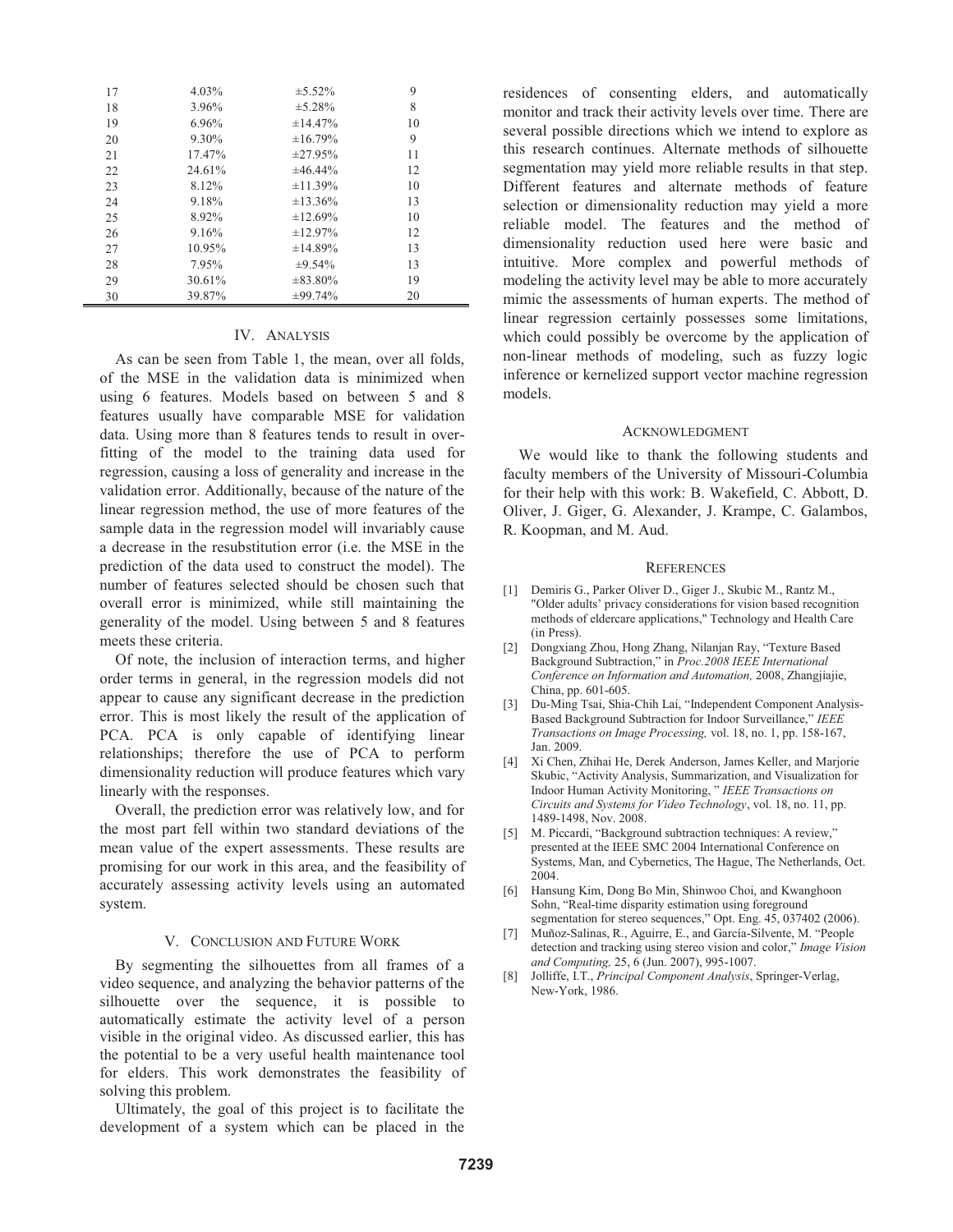| | | | |
|---|---|---|---|
| 17 | 4.03% | ±5.52% | 9 |
| 18 | 3.96% | ±5.28% | 8 |
| 19 | 6.96% | ±14.47% | 10 |
| 20 | 9.30% | ±16.79% | 9 |
| 21 | 17.47% | ±27.95% | 11 |
| 22 | 24.61% | ±46.44% | 12 |
| 23 | 8.12% | ±11.39% | 10 |
| 24 | 9.18% | ±13.36% | 13 |
| 25 | 8.92% | ±12.69% | 10 |
| 26 | 9.16% | ±12.97% | 12 |
| 27 | 10.95% | ±14.89% | 13 |
| 28 | 7.95% | ±9.54% | 13 |
| 29 | 30.61% | ±83.80% | 19 |
| 30 | 39.87% | ±99.74% | 20 |

## IV. Analysis

As can be seen from Table 1, the mean, over all folds, of the MSE in the validation data is minimized when using 6 features. Models based on between 5 and 8 features usually have comparable MSE for validation data. Using more than 8 features tends to result in over-fitting of the model to the training data used for regression, causing a loss of generality and increase in the validation error. Additionally, because of the nature of the linear regression method, the use of more features of the sample data in the regression model will invariably cause a decrease in the resubstitution error (i.e. the MSE in the prediction of the data used to construct the model). The number of features selected should be chosen such that overall error is minimized, while still maintaining the generality of the model. Using between 5 and 8 features meets these criteria.

Of note, the inclusion of interaction terms, and higher order terms in general, in the regression models did not appear to cause any significant decrease in the prediction error. This is most likely the result of the application of PCA. PCA is only capable of identifying linear relationships; therefore the use of PCA to perform dimensionality reduction will produce features which vary linearly with the responses.

Overall, the prediction error was relatively low, and for the most part fell within two standard deviations of the mean value of the expert assessments. These results are promising for our work in this area, and the feasibility of accurately assessing activity levels using an automated system.

## V. Conclusion and Future Work

By segmenting the silhouettes from all frames of a video sequence, and analyzing the behavior patterns of the silhouette over the sequence, it is possible to automatically estimate the activity level of a person visible in the original video. As discussed earlier, this has the potential to be a very useful health maintenance tool for elders. This work demonstrates the feasibility of solving this problem.

Ultimately, the goal of this project is to facilitate the development of a system which can be placed in the residences of consenting elders, and automatically monitor and track their activity levels over time. There are several possible directions which we intend to explore as this research continues. Alternate methods of silhouette segmentation may yield more reliable results in that step. Different features and alternate methods of feature selection or dimensionality reduction may yield a more reliable model. The features and the method of dimensionality reduction used here were basic and intuitive. More complex and powerful methods of modeling the activity level may be able to more accurately mimic the assessments of human experts. The method of linear regression certainly possesses some limitations, which could possibly be overcome by the application of non-linear methods of modeling, such as fuzzy logic inference or kernelized support vector machine regression models.

## Acknowledgment

We would like to thank the following students and faculty members of the University of Missouri-Columbia for their help with this work: B. Wakefield, C. Abbott, D. Oliver, J. Giger, G. Alexander, J. Krampe, C. Galambos, R. Koopman, and M. Aud.

## References

[1] Demiris G., Parker Oliver D., Giger J., Skubic M., Rantz M., "Older adults' privacy considerations for vision based recognition methods of eldercare applications," Technology and Health Care (in Press).

[2] Dongxiang Zhou, Hong Zhang, Nilanjan Ray, "Texture Based Background Subtraction," in *Proc.2008 IEEE International Conference on Information and Automation,* 2008, Zhangjiajie, China, pp. 601-605.

[3] Du-Ming Tsai, Shia-Chih Lai, "Independent Component Analysis-Based Background Subtraction for Indoor Surveillance," *IEEE Transactions on Image Processing,* vol. 18, no. 1, pp. 158-167, Jan. 2009.

[4] Xi Chen, Zhihai He, Derek Anderson, James Keller, and Marjorie Skubic, "Activity Analysis, Summarization, and Visualization for Indoor Human Activity Monitoring, " *IEEE Transactions on Circuits and Systems for Video Technology*, vol. 18, no. 11, pp. 1489-1498, Nov. 2008.

[5] M. Piccardi, "Background subtraction techniques: A review," presented at the IEEE SMC 2004 International Conference on Systems, Man, and Cybernetics, The Hague, The Netherlands, Oct. 2004.

[6] Hansung Kim, Dong Bo Min, Shinwoo Choi, and Kwanghoon Sohn, "Real-time disparity estimation using foreground segmentation for stereo sequences," Opt. Eng. 45, 037402 (2006).

[7] Muñoz-Salinas, R., Aguirre, E., and García-Silvente, M. "People detection and tracking using stereo vision and color," *Image Vision and Computing,* 25, 6 (Jun. 2007), 995-1007.

[8] Jolliffe, I.T., *Principal Component Analysis*, Springer-Verlag, New-York, 1986.